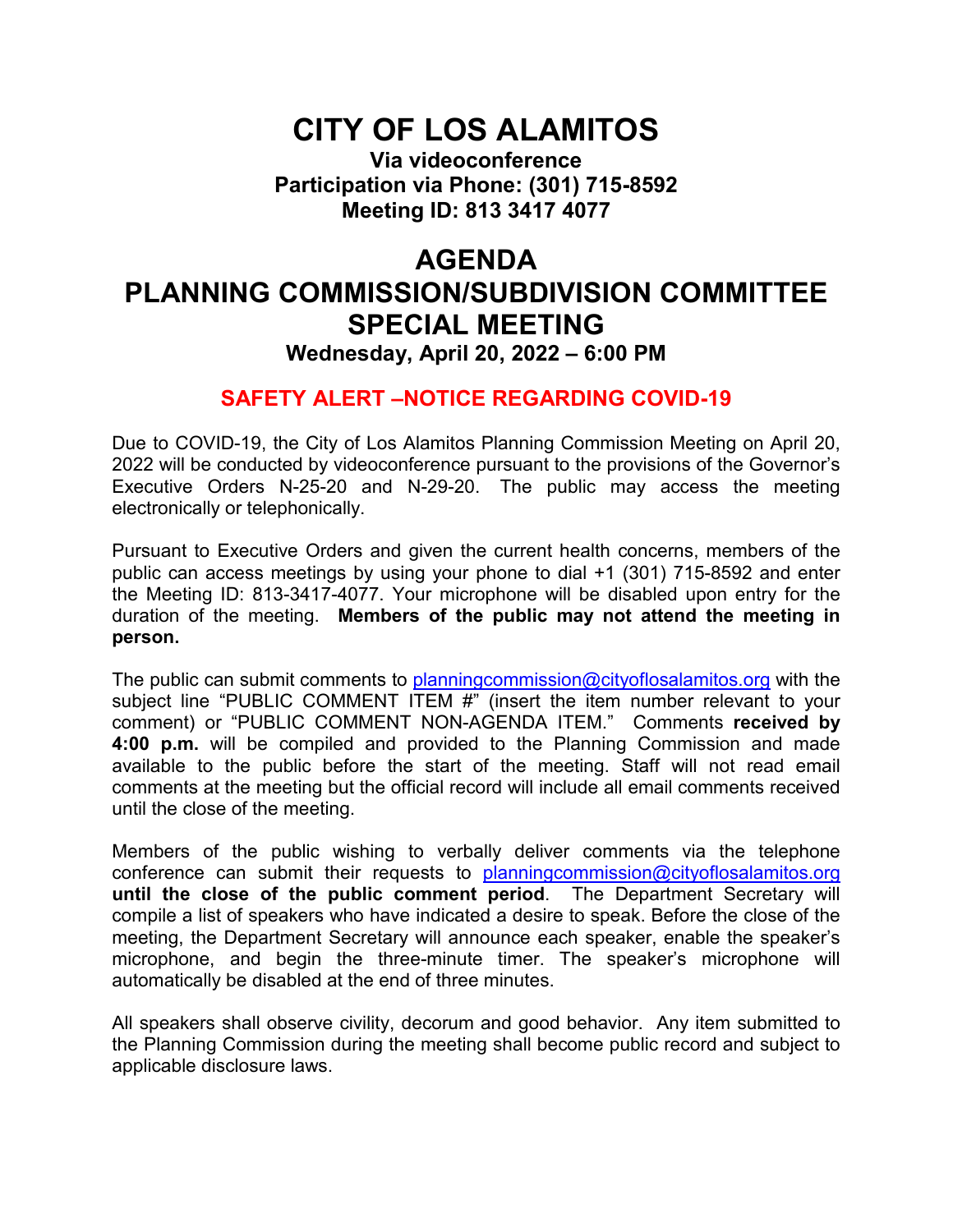# CITY OF LOS ALAMITOS

**Via videoconference**
**Participation via Phone: (301) 715-8592**
**Meeting ID: 813 3417 4077**

# AGENDA
# PLANNING COMMISSION/SUBDIVISION COMMITTEE SPECIAL MEETING

**Wednesday, April 20, 2022 – 6:00 PM**

## SAFETY ALERT –NOTICE REGARDING COVID-19

Due to COVID-19, the City of Los Alamitos Planning Commission Meeting on April 20, 2022 will be conducted by videoconference pursuant to the provisions of the Governor's Executive Orders N-25-20 and N-29-20. The public may access the meeting electronically or telephonically.

Pursuant to Executive Orders and given the current health concerns, members of the public can access meetings by using your phone to dial +1 (301) 715-8592 and enter the Meeting ID: 813-3417-4077. Your microphone will be disabled upon entry for the duration of the meeting. **Members of the public may not attend the meeting in person.**

The public can submit comments to planningcommission@cityoflosalamitos.org with the subject line "PUBLIC COMMENT ITEM #" (insert the item number relevant to your comment) or "PUBLIC COMMENT NON-AGENDA ITEM." Comments **received by 4:00 p.m.** will be compiled and provided to the Planning Commission and made available to the public before the start of the meeting. Staff will not read email comments at the meeting but the official record will include all email comments received until the close of the meeting.

Members of the public wishing to verbally deliver comments via the telephone conference can submit their requests to planningcommission@cityoflosalamitos.org **until the close of the public comment period**. The Department Secretary will compile a list of speakers who have indicated a desire to speak. Before the close of the meeting, the Department Secretary will announce each speaker, enable the speaker's microphone, and begin the three-minute timer. The speaker's microphone will automatically be disabled at the end of three minutes.

All speakers shall observe civility, decorum and good behavior. Any item submitted to the Planning Commission during the meeting shall become public record and subject to applicable disclosure laws.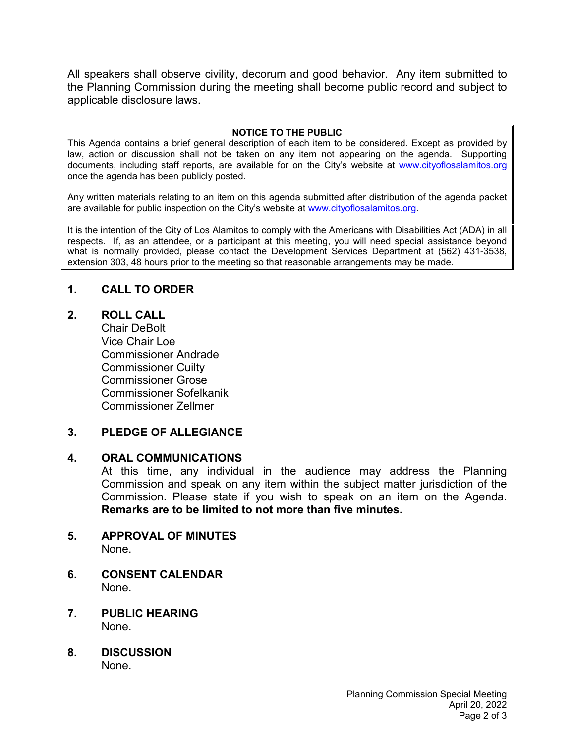All speakers shall observe civility, decorum and good behavior. Any item submitted to the Planning Commission during the meeting shall become public record and subject to applicable disclosure laws.

**NOTICE TO THE PUBLIC**

This Agenda contains a brief general description of each item to be considered. Except as provided by law, action or discussion shall not be taken on any item not appearing on the agenda. Supporting documents, including staff reports, are available for on the City's website at www.cityoflosalamitos.org once the agenda has been publicly posted.

Any written materials relating to an item on this agenda submitted after distribution of the agenda packet are available for public inspection on the City's website at www.cityoflosalamitos.org.

It is the intention of the City of Los Alamitos to comply with the Americans with Disabilities Act (ADA) in all respects. If, as an attendee, or a participant at this meeting, you will need special assistance beyond what is normally provided, please contact the Development Services Department at (562) 431-3538, extension 303, 48 hours prior to the meeting so that reasonable arrangements may be made.

## 1. CALL TO ORDER

## 2. ROLL CALL

Chair DeBolt
Vice Chair Loe
Commissioner Andrade
Commissioner Cuilty
Commissioner Grose
Commissioner Sofelkanik
Commissioner Zellmer

## 3. PLEDGE OF ALLEGIANCE

## 4. ORAL COMMUNICATIONS

At this time, any individual in the audience may address the Planning Commission and speak on any item within the subject matter jurisdiction of the Commission. Please state if you wish to speak on an item on the Agenda. **Remarks are to be limited to not more than five minutes.**

## 5. APPROVAL OF MINUTES

None.

## 6. CONSENT CALENDAR

None.

## 7. PUBLIC HEARING

None.

## 8. DISCUSSION

None.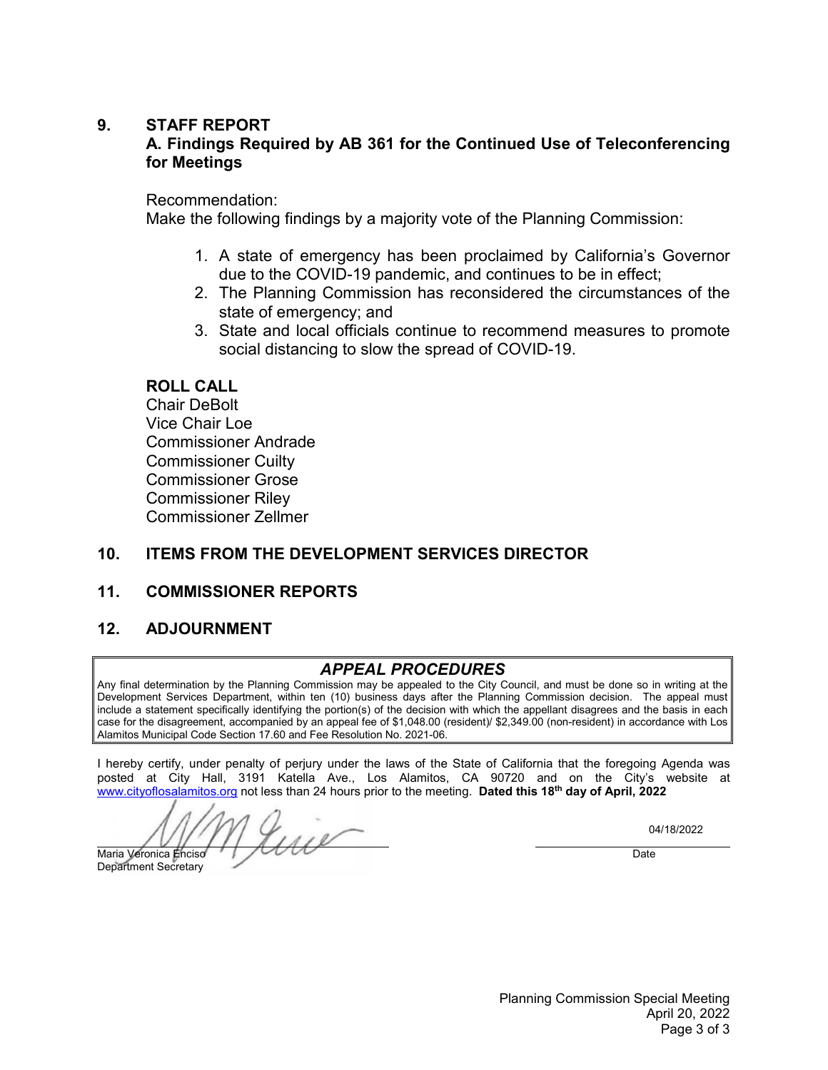## 9. STAFF REPORT

### A. Findings Required by AB 361 for the Continued Use of Teleconferencing for Meetings

Recommendation:
Make the following findings by a majority vote of the Planning Commission:

1. A state of emergency has been proclaimed by California's Governor due to the COVID-19 pandemic, and continues to be in effect;
2. The Planning Commission has reconsidered the circumstances of the state of emergency; and
3. State and local officials continue to recommend measures to promote social distancing to slow the spread of COVID-19.

**ROLL CALL**
Chair DeBolt
Vice Chair Loe
Commissioner Andrade
Commissioner Cuilty
Commissioner Grose
Commissioner Riley
Commissioner Zellmer

## 10. ITEMS FROM THE DEVELOPMENT SERVICES DIRECTOR

## 11. COMMISSIONER REPORTS

## 12. ADJOURNMENT

### *APPEAL PROCEDURES*

Any final determination by the Planning Commission may be appealed to the City Council, and must be done so in writing at the Development Services Department, within ten (10) business days after the Planning Commission decision. The appeal must include a statement specifically identifying the portion(s) of the decision with which the appellant disagrees and the basis in each case for the disagreement, accompanied by an appeal fee of $1,048.00 (resident)/ $2,349.00 (non-resident) in accordance with Los Alamitos Municipal Code Section 17.60 and Fee Resolution No. 2021-06.

I hereby certify, under penalty of perjury under the laws of the State of California that the foregoing Agenda was posted at City Hall, 3191 Katella Ave., Los Alamitos, CA 90720 and on the City's website at www.cityoflosalamitos.org not less than 24 hours prior to the meeting. **Dated this 18th day of April, 2022**

Maria Veronica Enciso
Department Secretary

04/18/2022
Date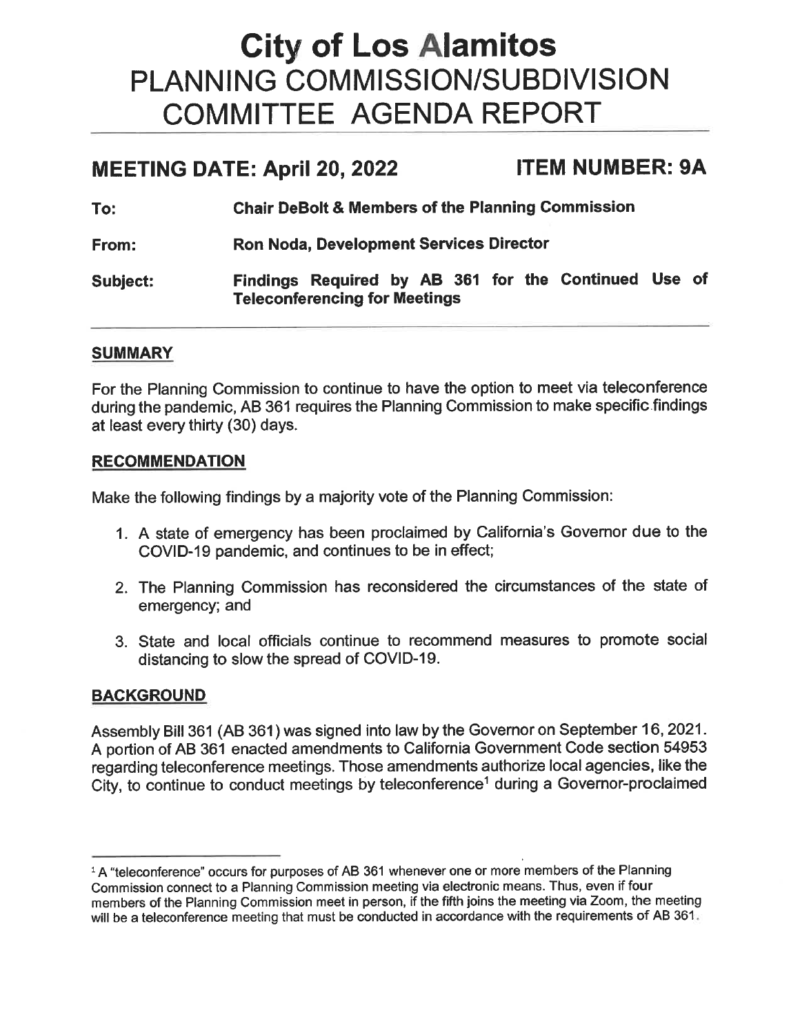# City of Los Alamitos

# PLANNING COMMISSION/SUBDIVISION COMMITTEE AGENDA REPORT

## MEETING DATE: April 20, 2022 ITEM NUMBER: 9A

**To:** **Chair DeBolt & Members of the Planning Commission**

**From:** **Ron Noda, Development Services Director**

**Subject:** **Findings Required by AB 361 for the Continued Use of Teleconferencing for Meetings**

## SUMMARY

For the Planning Commission to continue to have the option to meet via teleconference during the pandemic, AB 361 requires the Planning Commission to make specific findings at least every thirty (30) days.

## RECOMMENDATION

Make the following findings by a majority vote of the Planning Commission:

1. A state of emergency has been proclaimed by California's Governor due to the COVID-19 pandemic, and continues to be in effect;

2. The Planning Commission has reconsidered the circumstances of the state of emergency; and

3. State and local officials continue to recommend measures to promote social distancing to slow the spread of COVID-19.

## BACKGROUND

Assembly Bill 361 (AB 361) was signed into law by the Governor on September 16, 2021. A portion of AB 361 enacted amendments to California Government Code section 54953 regarding teleconference meetings. Those amendments authorize local agencies, like the City, to continue to conduct meetings by teleconference[1] during a Governor-proclaimed

---

[1] A "teleconference" occurs for purposes of AB 361 whenever one or more members of the Planning Commission connect to a Planning Commission meeting via electronic means. Thus, even if four members of the Planning Commission meet in person, if the fifth joins the meeting via Zoom, the meeting will be a teleconference meeting that must be conducted in accordance with the requirements of AB 361.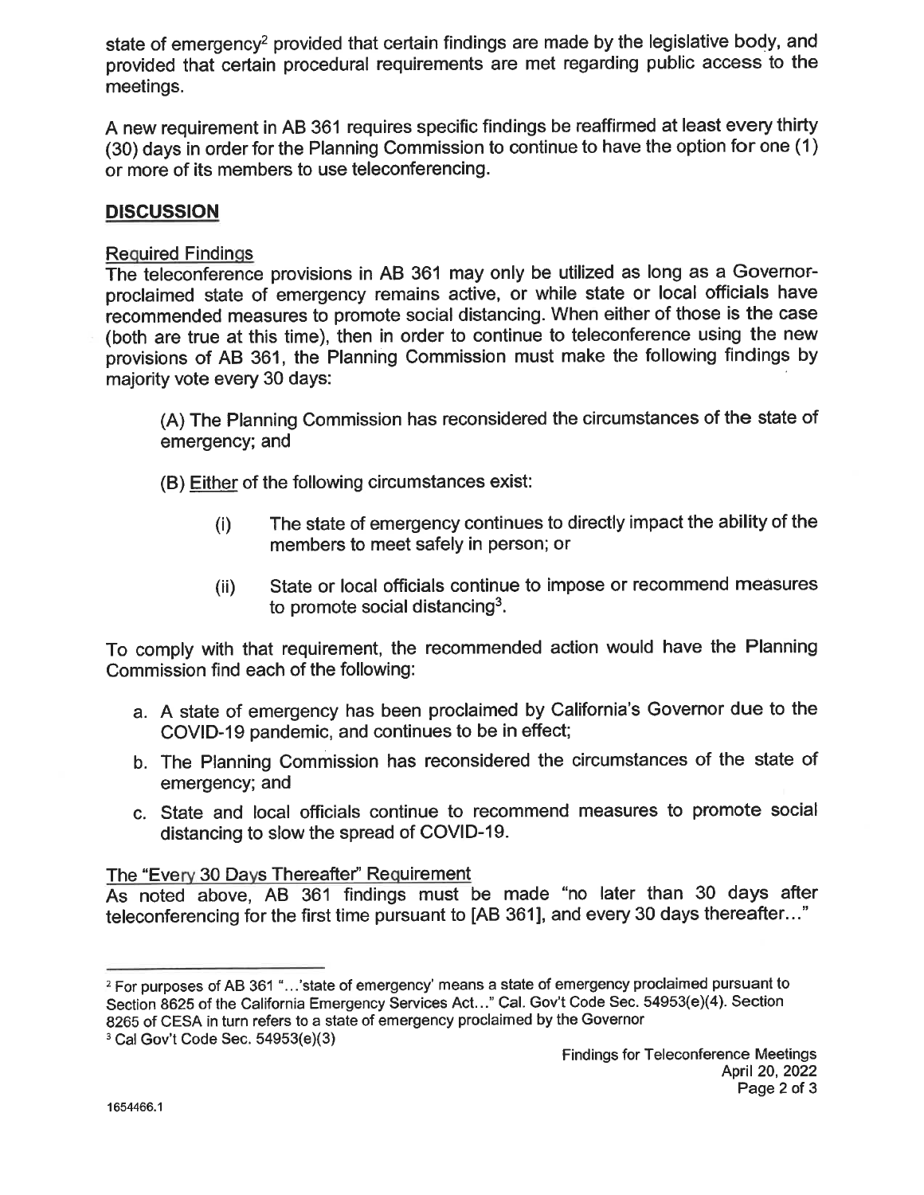state of emergency[2] provided that certain findings are made by the legislative body, and provided that certain procedural requirements are met regarding public access to the meetings.

A new requirement in AB 361 requires specific findings be reaffirmed at least every thirty (30) days in order for the Planning Commission to continue to have the option for one (1) or more of its members to use teleconferencing.

## DISCUSSION

### Required Findings

The teleconference provisions in AB 361 may only be utilized as long as a Governor-proclaimed state of emergency remains active, or while state or local officials have recommended measures to promote social distancing. When either of those is the case (both are true at this time), then in order to continue to teleconference using the new provisions of AB 361, the Planning Commission must make the following findings by majority vote every 30 days:

(A) The Planning Commission has reconsidered the circumstances of the state of emergency; and

(B) Either of the following circumstances exist:

(i) The state of emergency continues to directly impact the ability of the members to meet safely in person; or

(ii) State or local officials continue to impose or recommend measures to promote social distancing[3].

To comply with that requirement, the recommended action would have the Planning Commission find each of the following:

a. A state of emergency has been proclaimed by California's Governor due to the COVID-19 pandemic, and continues to be in effect;
b. The Planning Commission has reconsidered the circumstances of the state of emergency; and
c. State and local officials continue to recommend measures to promote social distancing to slow the spread of COVID-19.

### The "Every 30 Days Thereafter" Requirement

As noted above, AB 361 findings must be made "no later than 30 days after teleconferencing for the first time pursuant to [AB 361], and every 30 days thereafter..."

---

[2] For purposes of AB 361 "...'state of emergency' means a state of emergency proclaimed pursuant to Section 8625 of the California Emergency Services Act..." Cal. Gov't Code Sec. 54953(e)(4). Section 8265 of CESA in turn refers to a state of emergency proclaimed by the Governor

[3] Cal Gov't Code Sec. 54953(e)(3)

Findings for Teleconference Meetings
April 20, 2022

1654466.1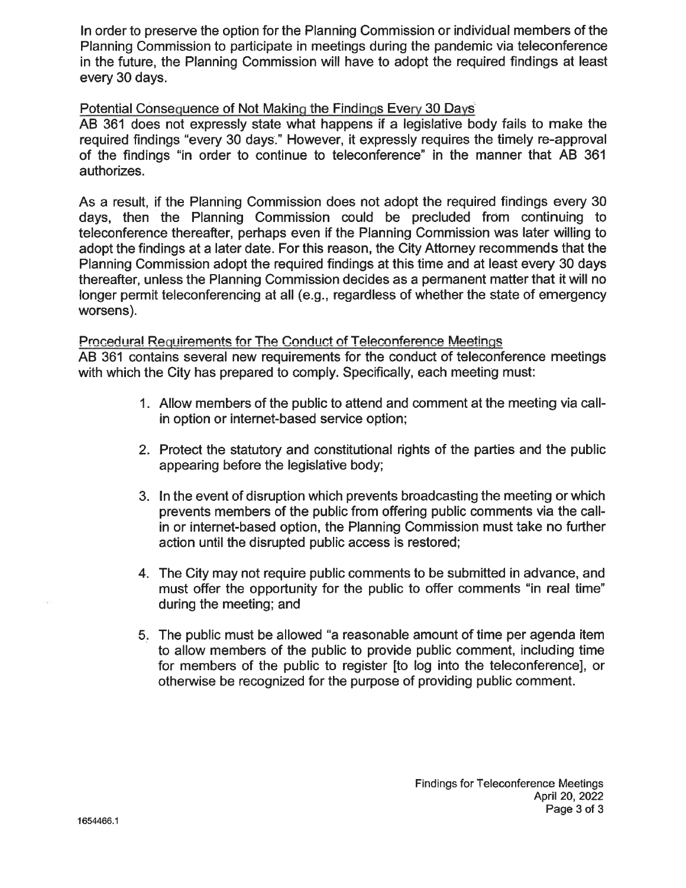In order to preserve the option for the Planning Commission or individual members of the Planning Commission to participate in meetings during the pandemic via teleconference in the future, the Planning Commission will have to adopt the required findings at least every 30 days.

### Potential Consequence of Not Making the Findings Every 30 Days

AB 361 does not expressly state what happens if a legislative body fails to make the required findings "every 30 days." However, it expressly requires the timely re-approval of the findings "in order to continue to teleconference" in the manner that AB 361 authorizes.

As a result, if the Planning Commission does not adopt the required findings every 30 days, then the Planning Commission could be precluded from continuing to teleconference thereafter, perhaps even if the Planning Commission was later willing to adopt the findings at a later date. For this reason, the City Attorney recommends that the Planning Commission adopt the required findings at this time and at least every 30 days thereafter, unless the Planning Commission decides as a permanent matter that it will no longer permit teleconferencing at all (e.g., regardless of whether the state of emergency worsens).

### Procedural Requirements for The Conduct of Teleconference Meetings

AB 361 contains several new requirements for the conduct of teleconference meetings with which the City has prepared to comply. Specifically, each meeting must:

1. Allow members of the public to attend and comment at the meeting via call-in option or internet-based service option;

2. Protect the statutory and constitutional rights of the parties and the public appearing before the legislative body;

3. In the event of disruption which prevents broadcasting the meeting or which prevents members of the public from offering public comments via the call-in or internet-based option, the Planning Commission must take no further action until the disrupted public access is restored;

4. The City may not require public comments to be submitted in advance, and must offer the opportunity for the public to offer comments "in real time" during the meeting; and

5. The public must be allowed "a reasonable amount of time per agenda item to allow members of the public to provide public comment, including time for members of the public to register [to log into the teleconference], or otherwise be recognized for the purpose of providing public comment.

Findings for Teleconference Meetings
April 20, 2022

1654466.1